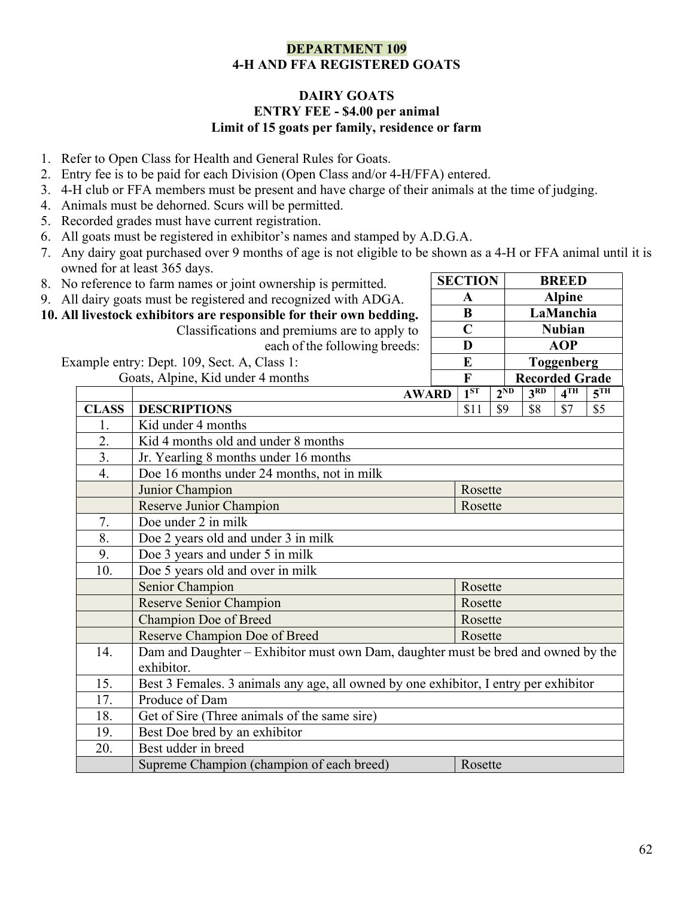# DEPARTMENT 109
## 4-H AND FFA REGISTERED GOATS

### DAIRY GOATS
**ENTRY FEE - $4.00 per animal**
**Limit of 15 goats per family, residence or farm**

1. Refer to Open Class for Health and General Rules for Goats.
2. Entry fee is to be paid for each Division (Open Class and/or 4-H/FFA) entered.
3. 4-H club or FFA members must be present and have charge of their animals at the time of judging.
4. Animals must be dehorned. Scurs will be permitted.
5. Recorded grades must have current registration.
6. All goats must be registered in exhibitor's names and stamped by A.D.G.A.
7. Any dairy goat purchased over 9 months of age is not eligible to be shown as a 4-H or FFA animal until it is owned for at least 365 days.
8. No reference to farm names or joint ownership is permitted.
9. All dairy goats must be registered and recognized with ADGA.
10. **All livestock exhibitors are responsible for their own bedding.**

Classifications and premiums are to apply to each of the following breeds:

| SECTION | BREED |
|---|---|
| A | Alpine |
| B | LaManchia |
| C | Nubian |
| D | AOP |
| E | Toggenberg |
| F | Recorded Grade |

Example entry: Dept. 109, Sect. A, Class 1:
Goats, Alpine, Kid under 4 months

| | AWARD | 1ST | 2ND | 3RD | 4TH | 5TH |
|---|---|---|---|---|---|---|
| **CLASS** | **DESCRIPTIONS** | $11 | $9 | $8 | $7 | $5 |
| 1. | Kid under 4 months | | | | | |
| 2. | Kid 4 months old and under 8 months | | | | | |
| 3. | Jr. Yearling 8 months under 16 months | | | | | |
| 4. | Doe 16 months under 24 months, not in milk | | | | | |
| | Junior Champion | Rosette | | | | |
| | Reserve Junior Champion | Rosette | | | | |
| 7. | Doe under 2 in milk | | | | | |
| 8. | Doe 2 years old and under 3 in milk | | | | | |
| 9. | Doe 3 years and under 5 in milk | | | | | |
| 10. | Doe 5 years old and over in milk | | | | | |
| | Senior Champion | Rosette | | | | |
| | Reserve Senior Champion | Rosette | | | | |
| | Champion Doe of Breed | Rosette | | | | |
| | Reserve Champion Doe of Breed | Rosette | | | | |
| 14. | Dam and Daughter – Exhibitor must own Dam, daughter must be bred and owned by the exhibitor. | | | | | |
| 15. | Best 3 Females. 3 animals any age, all owned by one exhibitor, I entry per exhibitor | | | | | |
| 17. | Produce of Dam | | | | | |
| 18. | Get of Sire (Three animals of the same sire) | | | | | |
| 19. | Best Doe bred by an exhibitor | | | | | |
| 20. | Best udder in breed | | | | | |
| | Supreme Champion (champion of each breed) | Rosette | | | | |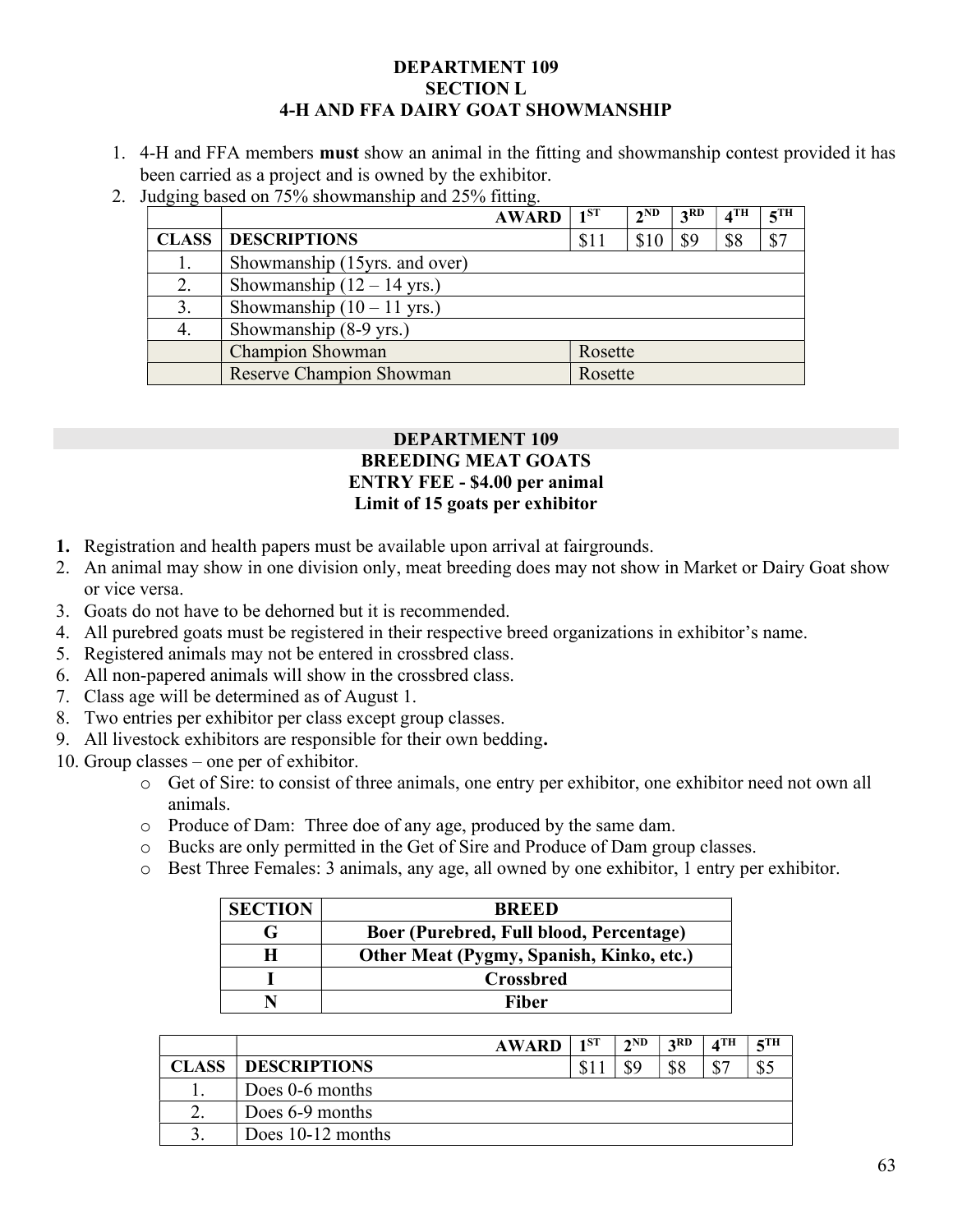### DEPARTMENT 109
### SECTION L
### 4-H AND FFA DAIRY GOAT SHOWMANSHIP

1. 4-H and FFA members **must** show an animal in the fitting and showmanship contest provided it has been carried as a project and is owned by the exhibitor.
2. Judging based on 75% showmanship and 25% fitting.

| | **AWARD** | 1ST | 2ND | 3RD | 4TH | 5TH |
|---|---|---|---|---|---|---|
| **CLASS** | **DESCRIPTIONS** | $11 | $10 | $9 | $8 | $7 |
| 1. | Showmanship (15yrs. and over) | | | | | |
| 2. | Showmanship (12 – 14 yrs.) | | | | | |
| 3. | Showmanship (10 – 11 yrs.) | | | | | |
| 4. | Showmanship (8-9 yrs.) | | | | | |
| | Champion Showman | Rosette | | | | |
| | Reserve Champion Showman | Rosette | | | | |

### DEPARTMENT 109
### BREEDING MEAT GOATS
### ENTRY FEE - $4.00 per animal
### Limit of 15 goats per exhibitor

1. Registration and health papers must be available upon arrival at fairgrounds.
2. An animal may show in one division only, meat breeding does may not show in Market or Dairy Goat show or vice versa.
3. Goats do not have to be dehorned but it is recommended.
4. All purebred goats must be registered in their respective breed organizations in exhibitor's name.
5. Registered animals may not be entered in crossbred class.
6. All non-papered animals will show in the crossbred class.
7. Class age will be determined as of August 1.
8. Two entries per exhibitor per class except group classes.
9. All livestock exhibitors are responsible for their own bedding**.**
10. Group classes – one per of exhibitor.
    - Get of Sire: to consist of three animals, one entry per exhibitor, one exhibitor need not own all animals.
    - Produce of Dam: Three doe of any age, produced by the same dam.
    - Bucks are only permitted in the Get of Sire and Produce of Dam group classes.
    - Best Three Females: 3 animals, any age, all owned by one exhibitor, 1 entry per exhibitor.

| SECTION | BREED |
|---|---|
| G | Boer (Purebred, Full blood, Percentage) |
| H | Other Meat (Pygmy, Spanish, Kinko, etc.) |
| I | Crossbred |
| N | Fiber |

| | **AWARD** | 1ST | 2ND | 3RD | 4TH | 5TH |
|---|---|---|---|---|---|---|
| **CLASS** | **DESCRIPTIONS** | $11 | $9 | $8 | $7 | $5 |
| 1. | Does 0-6 months | | | | | |
| 2. | Does 6-9 months | | | | | |
| 3. | Does 10-12 months | | | | | |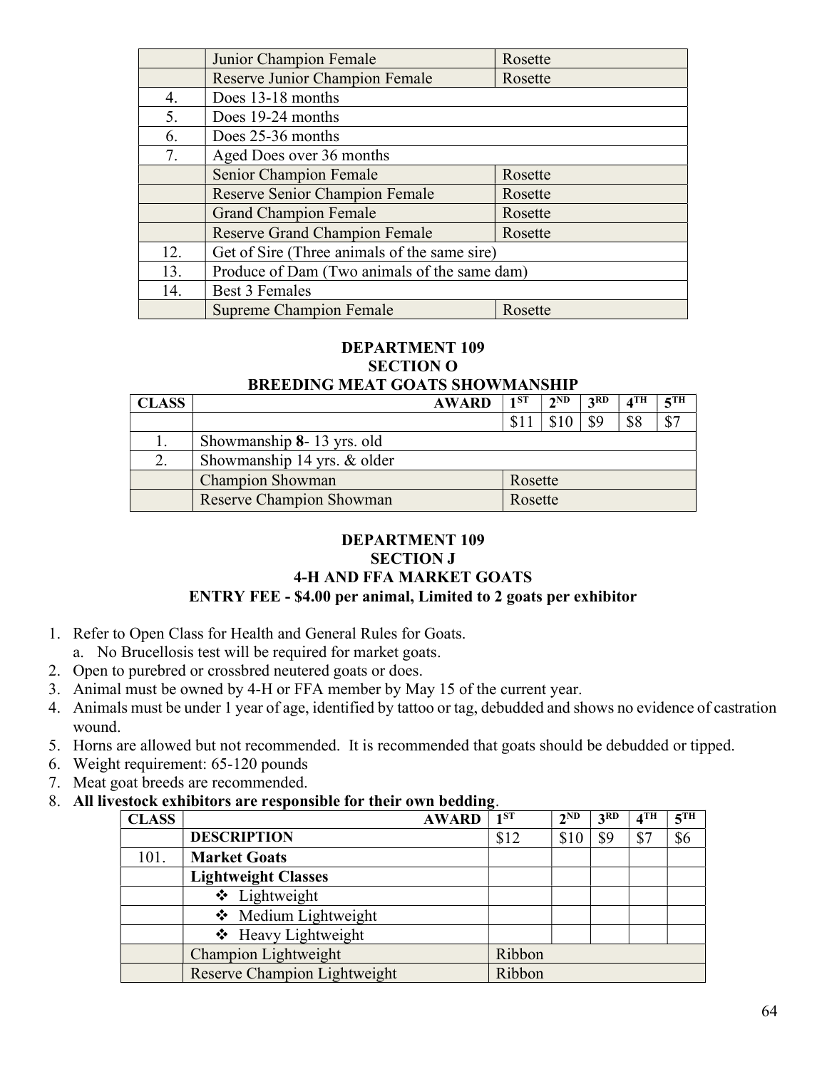| | | |
|---|---|---|
| | Junior Champion Female | Rosette |
| | Reserve Junior Champion Female | Rosette |
| 4. | Does 13-18 months | |
| 5. | Does 19-24 months | |
| 6. | Does 25-36 months | |
| 7. | Aged Does over 36 months | |
| | Senior Champion Female | Rosette |
| | Reserve Senior Champion Female | Rosette |
| | Grand Champion Female | Rosette |
| | Reserve Grand Champion Female | Rosette |
| 12. | Get of Sire (Three animals of the same sire) | |
| 13. | Produce of Dam (Two animals of the same dam) | |
| 14. | Best 3 Females | |
| | Supreme Champion Female | Rosette |

**DEPARTMENT 109**
**SECTION O**
**BREEDING MEAT GOATS SHOWMANSHIP**

| CLASS | AWARD | 1ST | 2ND | 3RD | 4TH | 5TH |
|---|---|---|---|---|---|---|
| | | $11 | $10 | $9 | $8 | $7 |
| 1. | Showmanship **8**- 13 yrs. old | | | | | |
| 2. | Showmanship 14 yrs. & older | | | | | |
| | Champion Showman | Rosette | | | | |
| | Reserve Champion Showman | Rosette | | | | |

**DEPARTMENT 109**
**SECTION J**
**4-H AND FFA MARKET GOATS**
**ENTRY FEE - $4.00 per animal, Limited to 2 goats per exhibitor**

1. Refer to Open Class for Health and General Rules for Goats.
   a. No Brucellosis test will be required for market goats.
2. Open to purebred or crossbred neutered goats or does.
3. Animal must be owned by 4-H or FFA member by May 15 of the current year.
4. Animals must be under 1 year of age, identified by tattoo or tag, debudded and shows no evidence of castration wound.
5. Horns are allowed but not recommended. It is recommended that goats should be debudded or tipped.
6. Weight requirement: 65-120 pounds
7. Meat goat breeds are recommended.
8. **All livestock exhibitors are responsible for their own bedding**.

| CLASS | AWARD | 1ST | 2ND | 3RD | 4TH | 5TH |
|---|---|---|---|---|---|---|
| | **DESCRIPTION** | $12 | $10 | $9 | $7 | $6 |
| 101. | **Market Goats** | | | | | |
| | **Lightweight Classes** | | | | | |
| | ❖ Lightweight | | | | | |
| | ❖ Medium Lightweight | | | | | |
| | ❖ Heavy Lightweight | | | | | |
| | Champion Lightweight | Ribbon | | | | |
| | Reserve Champion Lightweight | Ribbon | | | | |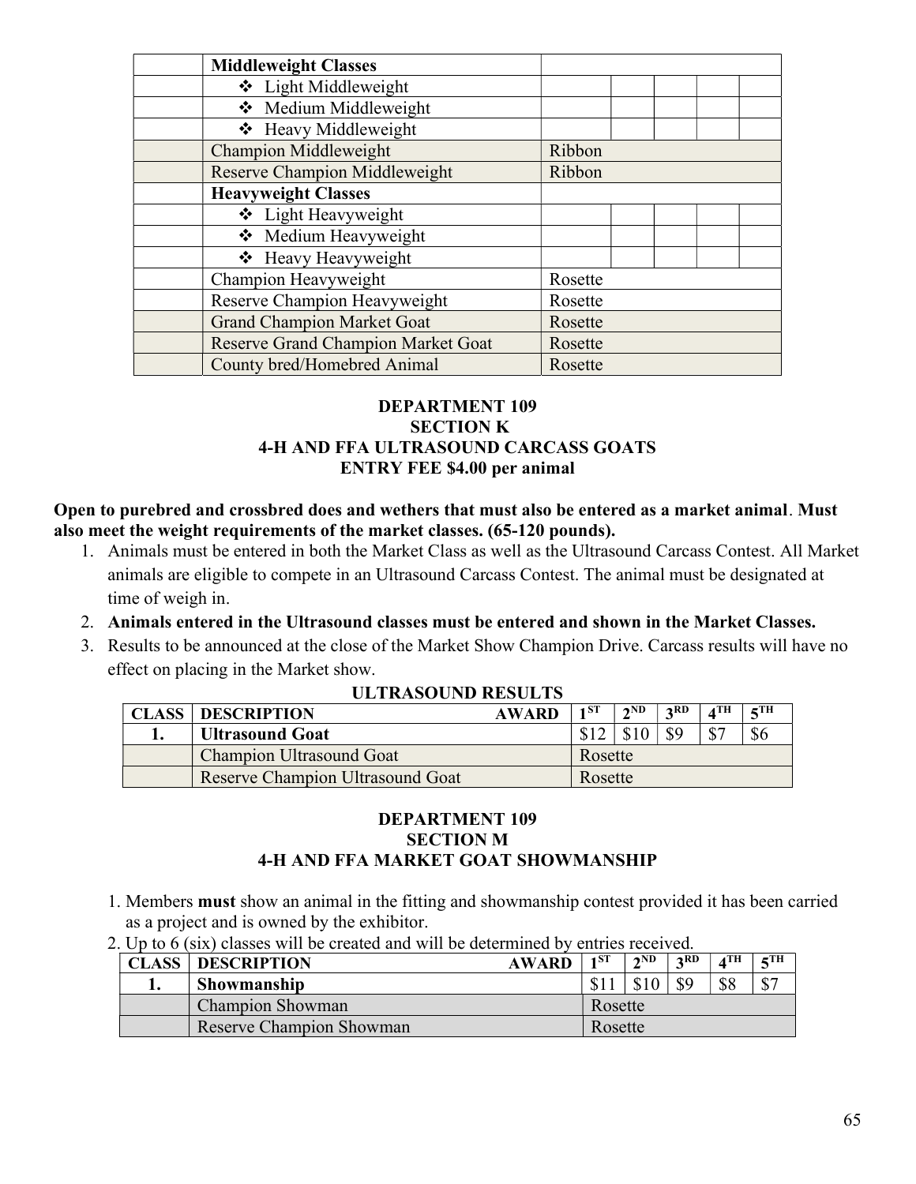| | | | | | | |
|---|---|---|---|---|---|---|
| | **Middleweight Classes** | | | | | |
| | ❖ Light Middleweight | | | | | |
| | ❖ Medium Middleweight | | | | | |
| | ❖ Heavy Middleweight | | | | | |
| | Champion Middleweight | Ribbon | | | | |
| | Reserve Champion Middleweight | Ribbon | | | | |
| | **Heavyweight Classes** | | | | | |
| | ❖ Light Heavyweight | | | | | |
| | ❖ Medium Heavyweight | | | | | |
| | ❖ Heavy Heavyweight | | | | | |
| | Champion Heavyweight | Rosette | | | | |
| | Reserve Champion Heavyweight | Rosette | | | | |
| | Grand Champion Market Goat | Rosette | | | | |
| | Reserve Grand Champion Market Goat | Rosette | | | | |
| | County bred/Homebred Animal | Rosette | | | | |

**DEPARTMENT 109**
**SECTION K**
**4-H AND FFA ULTRASOUND CARCASS GOATS**
**ENTRY FEE $4.00 per animal**

**Open to purebred and crossbred does and wethers that must also be entered as a market animal**. **Must also meet the weight requirements of the market classes. (65-120 pounds).**

1. Animals must be entered in both the Market Class as well as the Ultrasound Carcass Contest. All Market animals are eligible to compete in an Ultrasound Carcass Contest. The animal must be designated at time of weigh in.
2. **Animals entered in the Ultrasound classes must be entered and shown in the Market Classes.**
3. Results to be announced at the close of the Market Show Champion Drive. Carcass results will have no effect on placing in the Market show.

**ULTRASOUND RESULTS**

| CLASS | DESCRIPTION AWARD | 1ST | 2ND | 3RD | 4TH | 5TH |
|---|---|---|---|---|---|---|
| **1.** | **Ultrasound Goat** | $12 | $10 | $9 | $7 | $6 |
| | Champion Ultrasound Goat | Rosette | | | | |
| | Reserve Champion Ultrasound Goat | Rosette | | | | |

**DEPARTMENT 109**
**SECTION M**
**4-H AND FFA MARKET GOAT SHOWMANSHIP**

1. Members **must** show an animal in the fitting and showmanship contest provided it has been carried as a project and is owned by the exhibitor.
2. Up to 6 (six) classes will be created and will be determined by entries received.

| CLASS | DESCRIPTION AWARD | 1ST | 2ND | 3RD | 4TH | 5TH |
|---|---|---|---|---|---|---|
| **1.** | **Showmanship** | $11 | $10 | $9 | $8 | $7 |
| | Champion Showman | Rosette | | | | |
| | Reserve Champion Showman | Rosette | | | | |